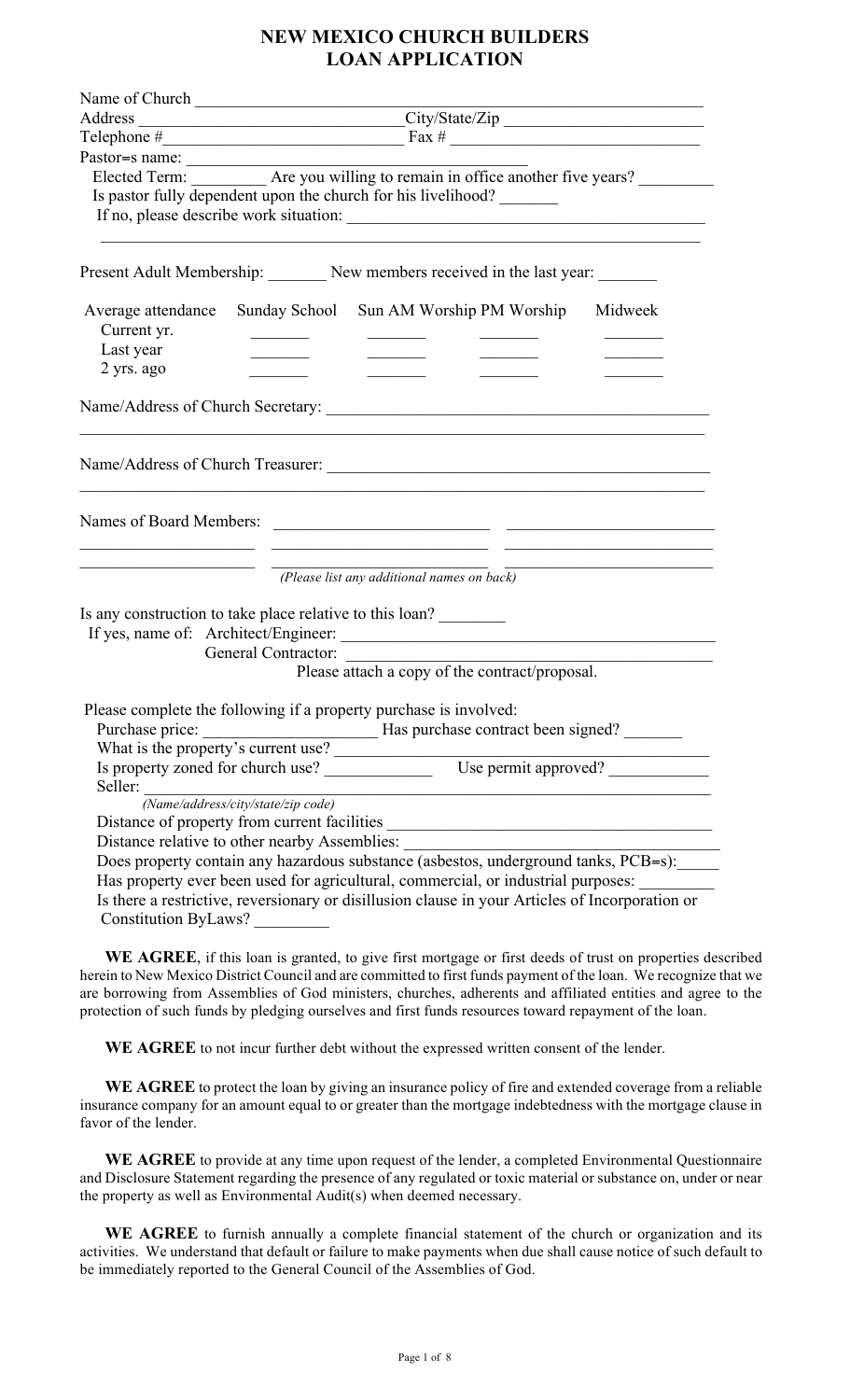# NEW MEXICO CHURCH BUILDERS
# LOAN APPLICATION

Name of Church ____________________________________________

Address ______________________ City/State/Zip ______________________

Telephone # ______________________ Fax # ______________________

Pastor=s name: ______________________

Elected Term: _________ Are you willing to remain in office another five years? _________

Is pastor fully dependent upon the church for his livelihood? _______

If no, please describe work situation: ____________________________________________

______________________________________________________________

Present Adult Membership: _______ New members received in the last year: _______

| Average attendance | Sunday School | Sun AM Worship | PM Worship | Midweek |
|---|---|---|---|---|
| Current yr. | _______ | _______ | _______ | _______ |
| Last year | _______ | _______ | _______ | _______ |
| 2 yrs. ago | _______ | _______ | _______ | _______ |

Name/Address of Church Secretary: ____________________________________________

______________________________________________________________

Name/Address of Church Treasurer: ____________________________________________

______________________________________________________________

Names of Board Members: ______________________ ______________________

______________________ ______________________ ______________________

______________________ ______________________ ______________________

*(Please list any additional names on back)*

Is any construction to take place relative to this loan? ________

If yes, name of: Architect/Engineer: ____________________________________________

General Contractor: ____________________________________________

Please attach a copy of the contract/proposal.

Please complete the following if a property purchase is involved:

Purchase price: ____________________ Has purchase contract been signed? _______

What is the property's current use? ____________________________________________

Is property zoned for church use? ____________ Use permit approved? ____________

Seller: ______________________________________________________________

*(Name/address/city/state/zip code)*

Distance of property from current facilities ____________________________________________

Distance relative to other nearby Assemblies: ____________________________________________

Does property contain any hazardous substance (asbestos, underground tanks, PCB=s): _____

Has property ever been used for agricultural, commercial, or industrial purposes: _________

Is there a restrictive, reversionary or disillusion clause in your Articles of Incorporation or Constitution ByLaws? _________

**WE AGREE**, if this loan is granted, to give first mortgage or first deeds of trust on properties described herein to New Mexico District Council and are committed to first funds payment of the loan. We recognize that we are borrowing from Assemblies of God ministers, churches, adherents and affiliated entities and agree to the protection of such funds by pledging ourselves and first funds resources toward repayment of the loan.

**WE AGREE** to not incur further debt without the expressed written consent of the lender.

**WE AGREE** to protect the loan by giving an insurance policy of fire and extended coverage from a reliable insurance company for an amount equal to or greater than the mortgage indebtedness with the mortgage clause in favor of the lender.

**WE AGREE** to provide at any time upon request of the lender, a completed Environmental Questionnaire and Disclosure Statement regarding the presence of any regulated or toxic material or substance on, under or near the property as well as Environmental Audit(s) when deemed necessary.

**WE AGREE** to furnish annually a complete financial statement of the church or organization and its activities. We understand that default or failure to make payments when due shall cause notice of such default to be immediately reported to the General Council of the Assemblies of God.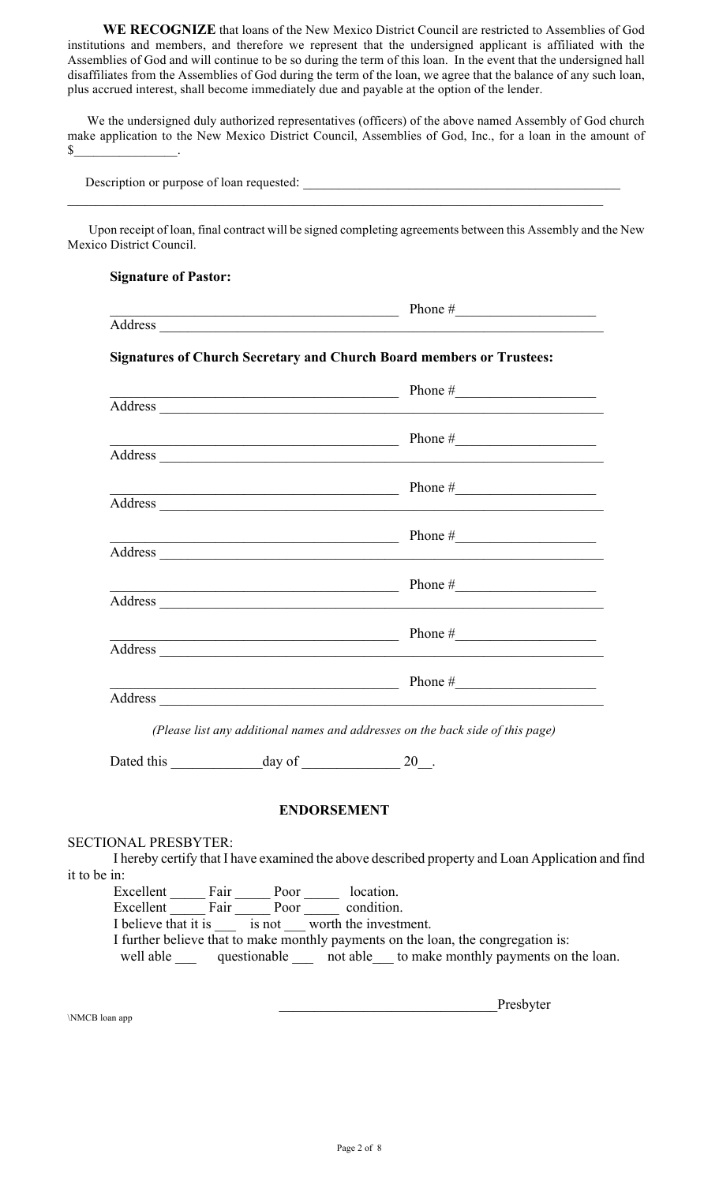**WE RECOGNIZE** that loans of the New Mexico District Council are restricted to Assemblies of God institutions and members, and therefore we represent that the undersigned applicant is affiliated with the Assemblies of God and will continue to be so during the term of this loan. In the event that the undersigned hall disaffiliates from the Assemblies of God during the term of the loan, we agree that the balance of any such loan, plus accrued interest, shall become immediately due and payable at the option of the lender.

We the undersigned duly authorized representatives (officers) of the above named Assembly of God church make application to the New Mexico District Council, Assemblies of God, Inc., for a loan in the amount of $________________.

Description or purpose of loan requested: __________________________________________________
__________________________________________________________________________________

Upon receipt of loan, final contract will be signed completing agreements between this Assembly and the New Mexico District Council.

**Signature of Pastor:**

________________________________________ Phone #____________________
Address ______________________________________________________________

**Signatures of Church Secretary and Church Board members or Trustees:**

________________________________________ Phone #____________________
Address ______________________________________________________________

________________________________________ Phone #____________________
Address ______________________________________________________________

________________________________________ Phone #____________________
Address ______________________________________________________________

________________________________________ Phone #____________________
Address ______________________________________________________________

________________________________________ Phone #____________________
Address ______________________________________________________________

________________________________________ Phone #____________________
Address ______________________________________________________________

________________________________________ Phone #____________________
Address ______________________________________________________________

*(Please list any additional names and addresses on the back side of this page)*

Dated this _____________day of ______________ 20__.

## ENDORSEMENT

SECTIONAL PRESBYTER:

I hereby certify that I have examined the above described property and Loan Application and find it to be in:

Excellent _____ Fair _____ Poor _____ location.
Excellent _____ Fair _____ Poor _____ condition.
I believe that it is ___ is not ___ worth the investment.
I further believe that to make monthly payments on the loan, the congregation is:
well able ___ questionable ___ not able___ to make monthly payments on the loan.

______________________________Presbyter

\NMCB loan app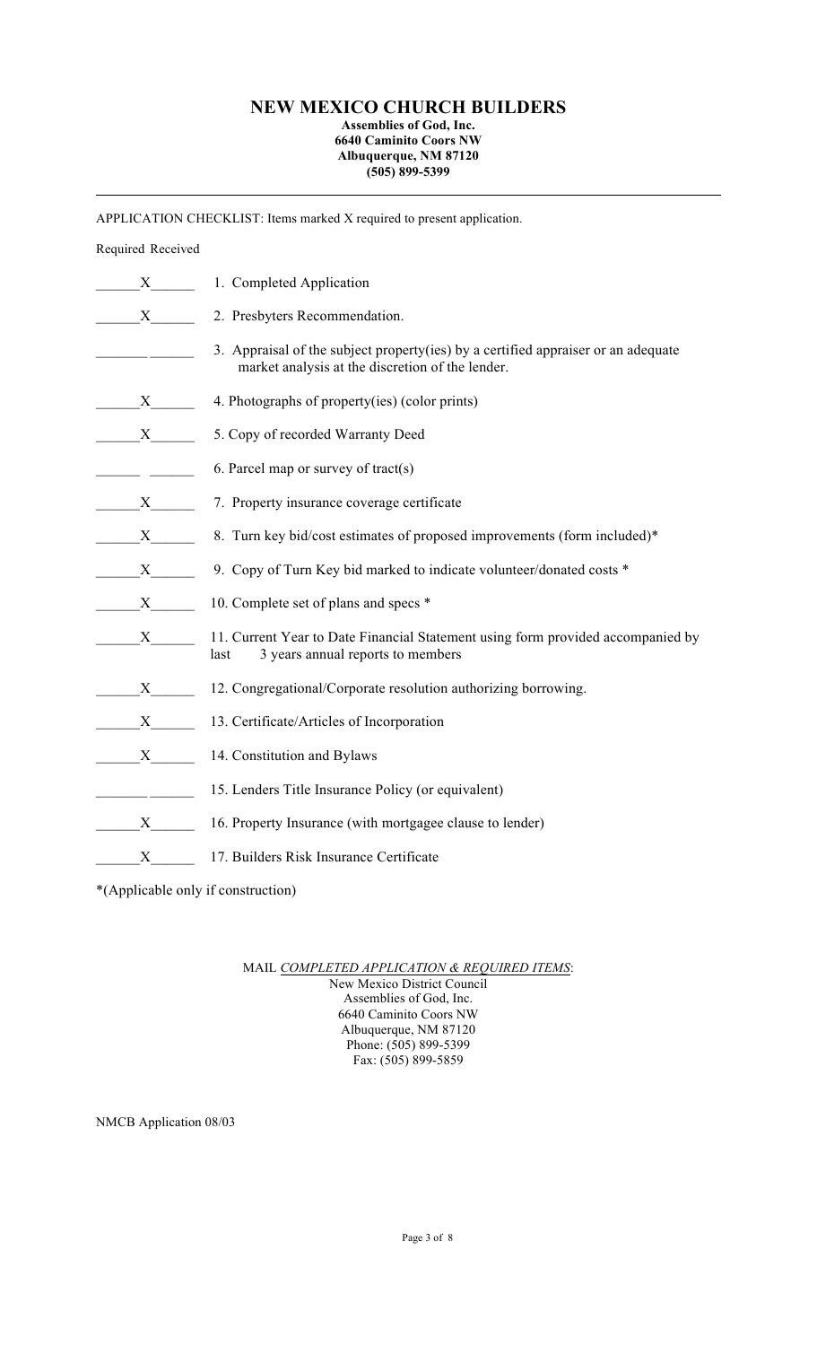# NEW MEXICO CHURCH BUILDERS

**Assemblies of God, Inc.**
**6640 Caminito Coors NW**
**Albuquerque, NM 87120**
**(505) 899-5399**

---

APPLICATION CHECKLIST: Items marked X required to present application.

| Required | Received | Item |
|---|---|---|
| X | | 1. Completed Application |
| X | | 2. Presbyters Recommendation. |
| | | 3. Appraisal of the subject property(ies) by a certified appraiser or an adequate market analysis at the discretion of the lender. |
| X | | 4. Photographs of property(ies) (color prints) |
| X | | 5. Copy of recorded Warranty Deed |
| | | 6. Parcel map or survey of tract(s) |
| X | | 7. Property insurance coverage certificate |
| X | | 8. Turn key bid/cost estimates of proposed improvements (form included)* |
| X | | 9. Copy of Turn Key bid marked to indicate volunteer/donated costs * |
| X | | 10. Complete set of plans and specs * |
| X | | 11. Current Year to Date Financial Statement using form provided accompanied by last 3 years annual reports to members |
| X | | 12. Congregational/Corporate resolution authorizing borrowing. |
| X | | 13. Certificate/Articles of Incorporation |
| X | | 14. Constitution and Bylaws |
| | | 15. Lenders Title Insurance Policy (or equivalent) |
| X | | 16. Property Insurance (with mortgagee clause to lender) |
| X | | 17. Builders Risk Insurance Certificate |

*(Applicable only if construction)

MAIL *COMPLETED APPLICATION & REQUIRED ITEMS*:

New Mexico District Council
Assemblies of God, Inc.
6640 Caminito Coors NW
Albuquerque, NM 87120
Phone: (505) 899-5399
Fax: (505) 899-5859

NMCB Application 08/03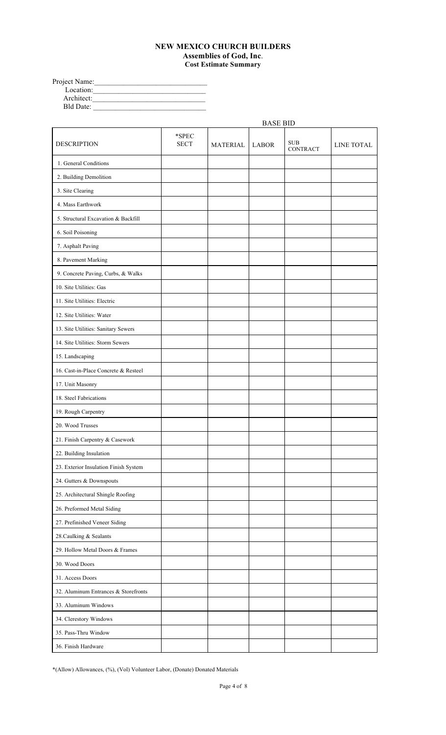**NEW MEXICO CHURCH BUILDERS**
**Assemblies of God, Inc.**
**Cost Estimate Summary**

Project Name:______________________________
Location:______________________________
Architect:______________________________
Bld Date: ______________________________

| | | BASE BID | | | |
|---|---|---|---|---|---|
| DESCRIPTION | *SPEC SECT | MATERIAL | LABOR | SUB CONTRACT | LINE TOTAL |
| 1. General Conditions | | | | | |
| 2. Building Demolition | | | | | |
| 3. Site Clearing | | | | | |
| 4. Mass Earthwork | | | | | |
| 5. Structural Excavation & Backfill | | | | | |
| 6. Soil Poisoning | | | | | |
| 7. Asphalt Paving | | | | | |
| 8. Pavement Marking | | | | | |
| 9. Concrete Paving, Curbs, & Walks | | | | | |
| 10. Site Utilities: Gas | | | | | |
| 11. Site Utilities: Electric | | | | | |
| 12. Site Utilities: Water | | | | | |
| 13. Site Utilities: Sanitary Sewers | | | | | |
| 14. Site Utilities: Storm Sewers | | | | | |
| 15. Landscaping | | | | | |
| 16. Cast-in-Place Concrete & Resteel | | | | | |
| 17. Unit Masonry | | | | | |
| 18. Steel Fabrications | | | | | |
| 19. Rough Carpentry | | | | | |
| 20. Wood Trusses | | | | | |
| 21. Finish Carpentry & Casework | | | | | |
| 22. Building Insulation | | | | | |
| 23. Exterior Insulation Finish System | | | | | |
| 24. Gutters & Downspouts | | | | | |
| 25. Architectural Shingle Roofing | | | | | |
| 26. Preformed Metal Siding | | | | | |
| 27. Prefinished Veneer Siding | | | | | |
| 28.Caulking & Sealants | | | | | |
| 29. Hollow Metal Doors & Frames | | | | | |
| 30. Wood Doors | | | | | |
| 31. Access Doors | | | | | |
| 32. Aluminum Entrances & Storefronts | | | | | |
| 33. Aluminum Windows | | | | | |
| 34. Clerestory Windows | | | | | |
| 35. Pass-Thru Window | | | | | |
| 36. Finish Hardware | | | | | |

*(Allow) Allowances, (%), (Vol) Volunteer Labor, (Donate) Donated Materials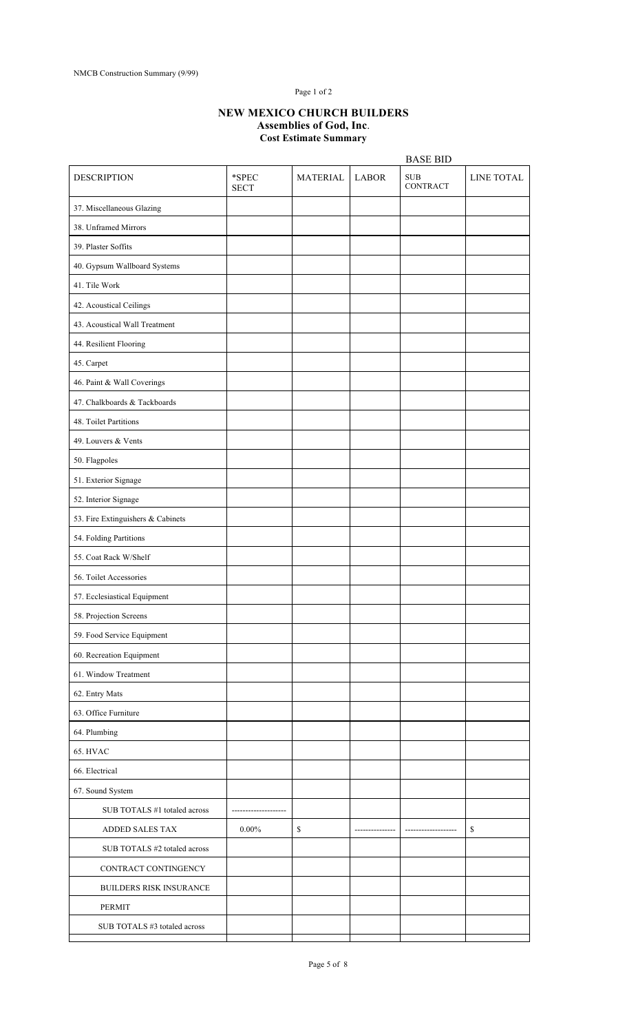NMCB Construction Summary (9/99)

Page 1 of 2

## NEW MEXICO CHURCH BUILDERS
### Assemblies of God, Inc.
### Cost Estimate Summary

| DESCRIPTION | *SPEC SECT | MATERIAL | LABOR | BASE BID SUB CONTRACT | LINE TOTAL |
|---|---|---|---|---|---|
| 37. Miscellaneous Glazing | | | | | |
| 38. Unframed Mirrors | | | | | |
| 39. Plaster Soffits | | | | | |
| 40. Gypsum Wallboard Systems | | | | | |
| 41. Tile Work | | | | | |
| 42. Acoustical Ceilings | | | | | |
| 43. Acoustical Wall Treatment | | | | | |
| 44. Resilient Flooring | | | | | |
| 45. Carpet | | | | | |
| 46. Paint & Wall Coverings | | | | | |
| 47. Chalkboards & Tackboards | | | | | |
| 48. Toilet Partitions | | | | | |
| 49. Louvers & Vents | | | | | |
| 50. Flagpoles | | | | | |
| 51. Exterior Signage | | | | | |
| 52. Interior Signage | | | | | |
| 53. Fire Extinguishers & Cabinets | | | | | |
| 54. Folding Partitions | | | | | |
| 55. Coat Rack W/Shelf | | | | | |
| 56. Toilet Accessories | | | | | |
| 57. Ecclesiastical Equipment | | | | | |
| 58. Projection Screens | | | | | |
| 59. Food Service Equipment | | | | | |
| 60. Recreation Equipment | | | | | |
| 61. Window Treatment | | | | | |
| 62. Entry Mats | | | | | |
| 63. Office Furniture | | | | | |
| 64. Plumbing | | | | | |
| 65. HVAC | | | | | |
| 66. Electrical | | | | | |
| 67. Sound System | | | | | |
| SUB TOTALS #1 totaled across | -------------------- | | | | |
| ADDED SALES TAX | 0.00% | $ | --------------- | ------------------- | $ |
| SUB TOTALS #2 totaled across | | | | | |
| CONTRACT CONTINGENCY | | | | | |
| BUILDERS RISK INSURANCE | | | | | |
| PERMIT | | | | | |
| SUB TOTALS #3 totaled across | | | | | |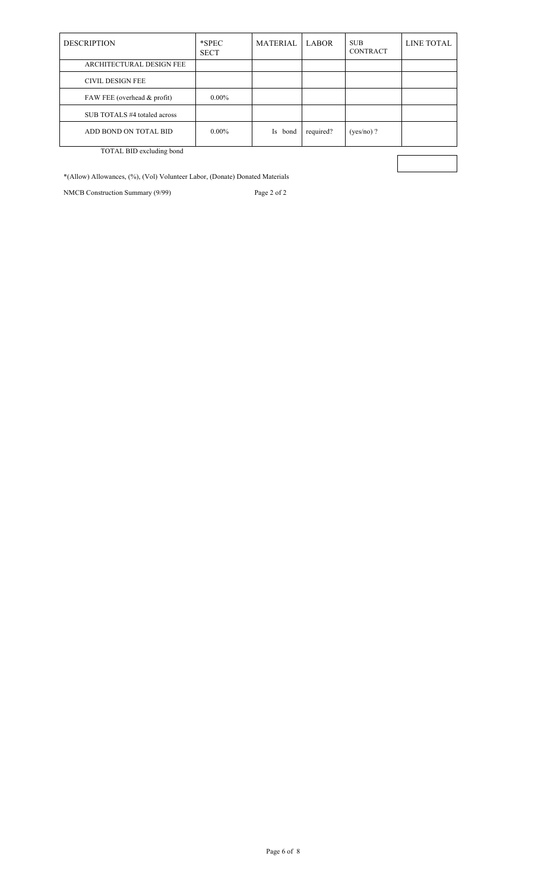| DESCRIPTION | *SPEC SECT | MATERIAL | LABOR | SUB CONTRACT | LINE TOTAL |
| --- | --- | --- | --- | --- | --- |
| ARCHITECTURAL DESIGN FEE | | | | | |
| CIVIL DESIGN FEE | | | | | |
| FAW FEE (overhead & profit) | 0.00% | | | | |
| SUB TOTALS #4 totaled across | | | | | |
| ADD BOND ON TOTAL BID | 0.00% | Is bond | required? | (yes/no) ? | |

TOTAL BID excluding bond

*(Allow) Allowances, (%), (Vol) Volunteer Labor, (Donate) Donated Materials

NMCB Construction Summary (9/99) Page 2 of 2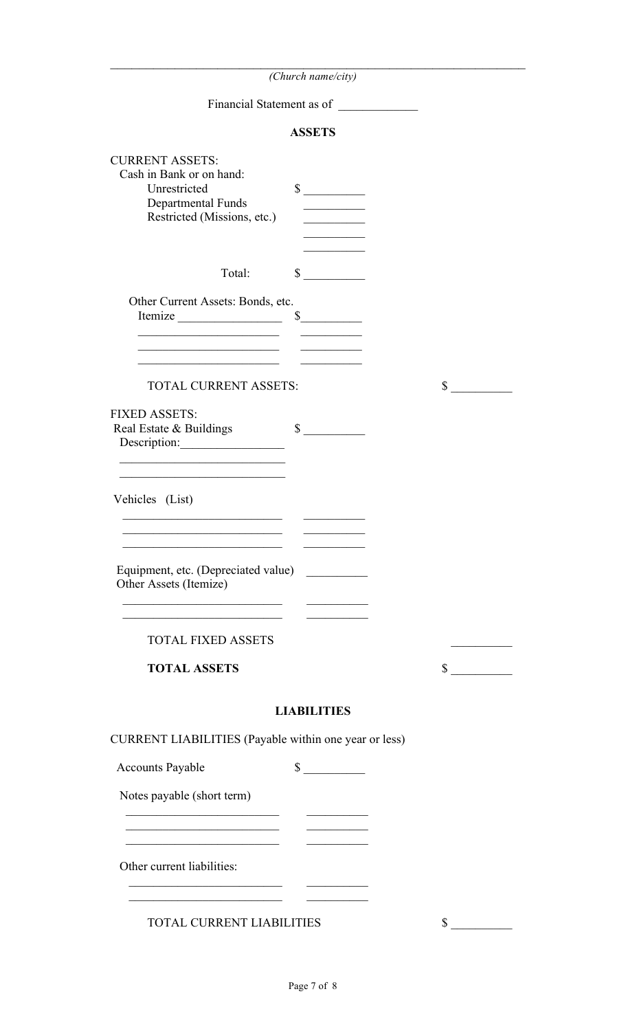\_\_\_\_\_\_\_\_\_\_\_\_\_\_\_\_\_\_\_\_\_\_\_\_\_\_\_\_\_\_\_\_\_\_\_\_\_\_\_\_\_\_\_\_\_\_\_\_\_\_\_\_\_\_\_\_\_\_\_\_

*(Church name/city)*

Financial Statement as of \_\_\_\_\_\_\_\_\_\_\_\_

## ASSETS

CURRENT ASSETS:

Cash in Bank or on hand:

| | | |
|---|---|---|
| Unrestricted | $ \_\_\_\_\_\_\_\_\_\_ | |
| Departmental Funds | \_\_\_\_\_\_\_\_\_\_ | |
| Restricted (Missions, etc.) | \_\_\_\_\_\_\_\_\_\_ | |
| | \_\_\_\_\_\_\_\_\_\_ | |
| | \_\_\_\_\_\_\_\_\_\_ | |
| Total: | $ \_\_\_\_\_\_\_\_\_\_ | |

Other Current Assets: Bonds, etc.

| | | |
|---|---|---|
| Itemize \_\_\_\_\_\_\_\_\_\_\_\_\_\_\_\_ | $\_\_\_\_\_\_\_\_\_\_ | |
| \_\_\_\_\_\_\_\_\_\_\_\_\_\_\_\_\_\_\_\_\_\_ | \_\_\_\_\_\_\_\_\_\_ | |
| \_\_\_\_\_\_\_\_\_\_\_\_\_\_\_\_\_\_\_\_\_\_ | \_\_\_\_\_\_\_\_\_\_ | |
| \_\_\_\_\_\_\_\_\_\_\_\_\_\_\_\_\_\_\_\_\_\_ | \_\_\_\_\_\_\_\_\_\_ | |
| TOTAL CURRENT ASSETS: | | $ \_\_\_\_\_\_\_\_\_\_ |

FIXED ASSETS:

| | | |
|---|---|---|
| Real Estate & Buildings | $ \_\_\_\_\_\_\_\_\_\_ | |
| Description:\_\_\_\_\_\_\_\_\_\_\_\_\_\_\_\_ | | |
| \_\_\_\_\_\_\_\_\_\_\_\_\_\_\_\_\_\_\_\_\_\_\_\_\_\_ | | |
| \_\_\_\_\_\_\_\_\_\_\_\_\_\_\_\_\_\_\_\_\_\_\_\_\_\_ | | |
| Vehicles (List) | | |
| \_\_\_\_\_\_\_\_\_\_\_\_\_\_\_\_\_\_\_\_\_\_\_\_\_\_ | \_\_\_\_\_\_\_\_\_\_ | |
| \_\_\_\_\_\_\_\_\_\_\_\_\_\_\_\_\_\_\_\_\_\_\_\_\_\_ | \_\_\_\_\_\_\_\_\_\_ | |
| \_\_\_\_\_\_\_\_\_\_\_\_\_\_\_\_\_\_\_\_\_\_\_\_\_\_ | \_\_\_\_\_\_\_\_\_\_ | |
| Equipment, etc. (Depreciated value) | \_\_\_\_\_\_\_\_\_\_ | |
| Other Assets (Itemize) | | |
| \_\_\_\_\_\_\_\_\_\_\_\_\_\_\_\_\_\_\_\_\_\_\_\_\_\_ | \_\_\_\_\_\_\_\_\_\_ | |
| \_\_\_\_\_\_\_\_\_\_\_\_\_\_\_\_\_\_\_\_\_\_\_\_\_\_ | \_\_\_\_\_\_\_\_\_\_ | |
| TOTAL FIXED ASSETS | | \_\_\_\_\_\_\_\_\_\_ |
| **TOTAL ASSETS** | | $ \_\_\_\_\_\_\_\_\_\_ |

## LIABILITIES

CURRENT LIABILITIES (Payable within one year or less)

| | | |
|---|---|---|
| Accounts Payable | $ \_\_\_\_\_\_\_\_\_\_ | |
| Notes payable (short term) | | |
| \_\_\_\_\_\_\_\_\_\_\_\_\_\_\_\_\_\_\_\_\_\_\_\_\_\_ | \_\_\_\_\_\_\_\_\_\_ | |
| \_\_\_\_\_\_\_\_\_\_\_\_\_\_\_\_\_\_\_\_\_\_\_\_\_\_ | \_\_\_\_\_\_\_\_\_\_ | |
| \_\_\_\_\_\_\_\_\_\_\_\_\_\_\_\_\_\_\_\_\_\_\_\_\_\_ | \_\_\_\_\_\_\_\_\_\_ | |
| Other current liabilities: | | |
| \_\_\_\_\_\_\_\_\_\_\_\_\_\_\_\_\_\_\_\_\_\_\_\_\_\_ | \_\_\_\_\_\_\_\_\_\_ | |
| \_\_\_\_\_\_\_\_\_\_\_\_\_\_\_\_\_\_\_\_\_\_\_\_\_\_ | \_\_\_\_\_\_\_\_\_\_ | |
| TOTAL CURRENT LIABILITIES | | $ \_\_\_\_\_\_\_\_\_\_ |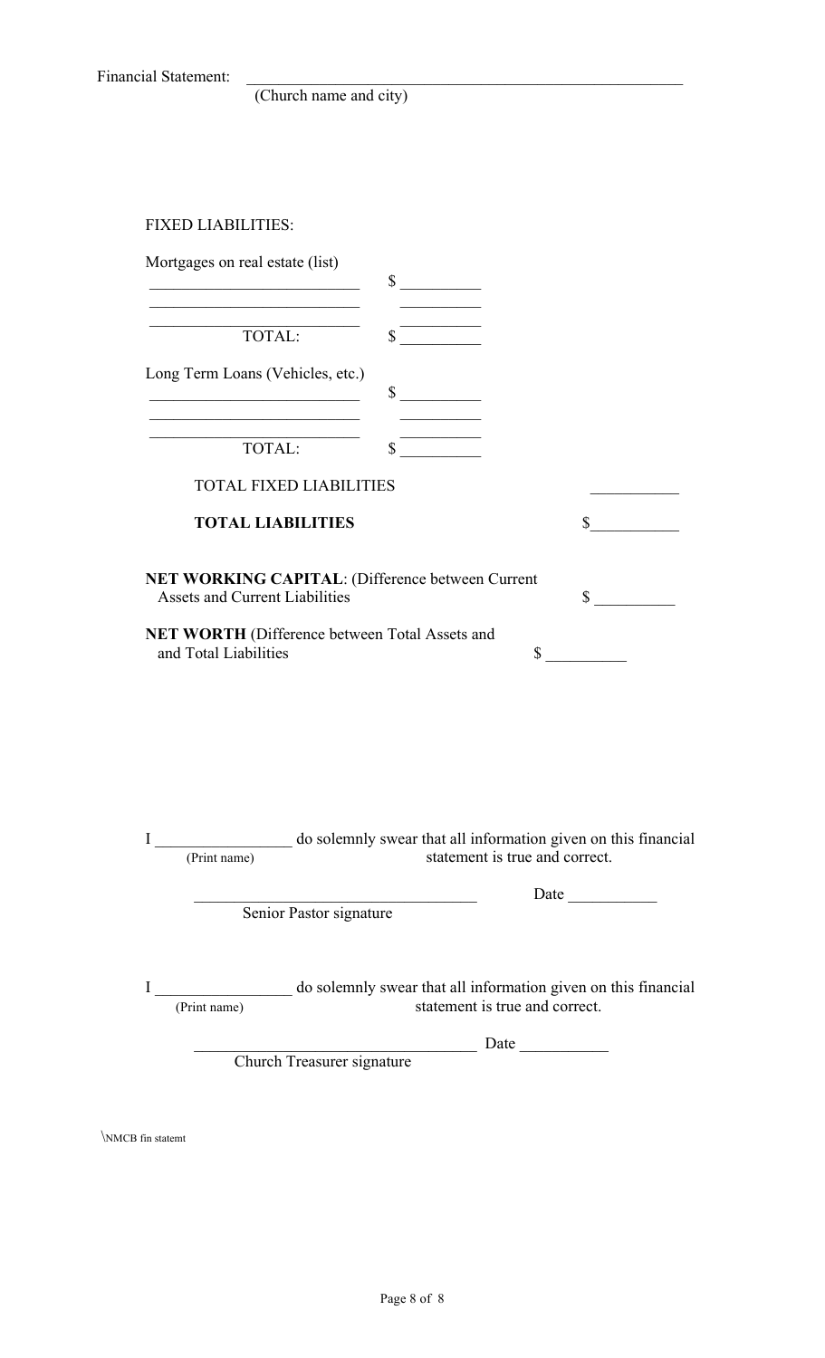Financial Statement: ______________________________________________________
(Church name and city)

FIXED LIABILITIES:

Mortgages on real estate (list)

| | |
|---|---|
| ________________________ | $ __________ |
| ________________________ | __________ |
| ________________________ | __________ |
| TOTAL: | $ __________ |

Long Term Loans (Vehicles, etc.)

| | |
|---|---|
| ________________________ | $ __________ |
| ________________________ | __________ |
| ________________________ | __________ |
| TOTAL: | $ __________ |

TOTAL FIXED LIABILITIES __________

**TOTAL LIABILITIES** $__________

**NET WORKING CAPITAL**: (Difference between Current Assets and Current Liabilities $ __________

**NET WORTH** (Difference between Total Assets and and Total Liabilities $ __________

I ________________ do solemnly swear that all information given on this financial statement is true and correct.
(Print name)

__________________________________ Date __________
Senior Pastor signature

I ________________ do solemnly swear that all information given on this financial statement is true and correct.
(Print name)

__________________________________ Date __________
Church Treasurer signature

\NMCB fin statemt